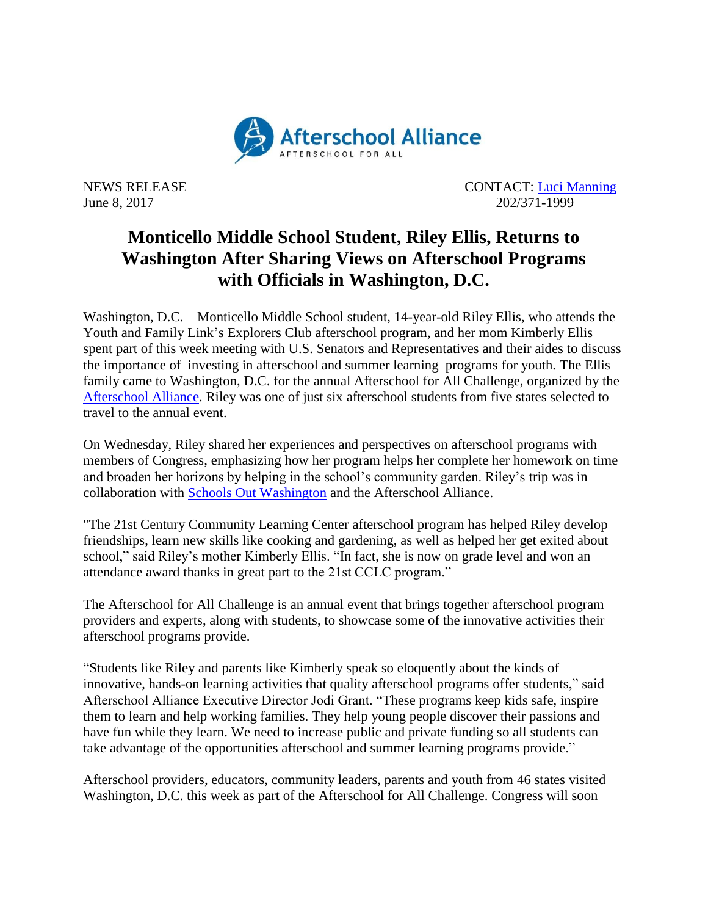Afterschool Alliance
AFTERSCHOOL FOR ALL

NEWS RELEASE
June 8, 2017

CONTACT: [Luci Manning](mailto:)
202/371-1999

# Monticello Middle School Student, Riley Ellis, Returns to Washington After Sharing Views on Afterschool Programs with Officials in Washington, D.C.

Washington, D.C. – Monticello Middle School student, 14-year-old Riley Ellis, who attends the Youth and Family Link's Explorers Club afterschool program, and her mom Kimberly Ellis spent part of this week meeting with U.S. Senators and Representatives and their aides to discuss the importance of investing in afterschool and summer learning programs for youth. The Ellis family came to Washington, D.C. for the annual Afterschool for All Challenge, organized by the Afterschool Alliance. Riley was one of just six afterschool students from five states selected to travel to the annual event.

On Wednesday, Riley shared her experiences and perspectives on afterschool programs with members of Congress, emphasizing how her program helps her complete her homework on time and broaden her horizons by helping in the school's community garden. Riley's trip was in collaboration with Schools Out Washington and the Afterschool Alliance.

"The 21st Century Community Learning Center afterschool program has helped Riley develop friendships, learn new skills like cooking and gardening, as well as helped her get exited about school," said Riley's mother Kimberly Ellis. "In fact, she is now on grade level and won an attendance award thanks in great part to the 21st CCLC program."

The Afterschool for All Challenge is an annual event that brings together afterschool program providers and experts, along with students, to showcase some of the innovative activities their afterschool programs provide.

"Students like Riley and parents like Kimberly speak so eloquently about the kinds of innovative, hands-on learning activities that quality afterschool programs offer students," said Afterschool Alliance Executive Director Jodi Grant. "These programs keep kids safe, inspire them to learn and help working families. They help young people discover their passions and have fun while they learn. We need to increase public and private funding so all students can take advantage of the opportunities afterschool and summer learning programs provide."

Afterschool providers, educators, community leaders, parents and youth from 46 states visited Washington, D.C. this week as part of the Afterschool for All Challenge. Congress will soon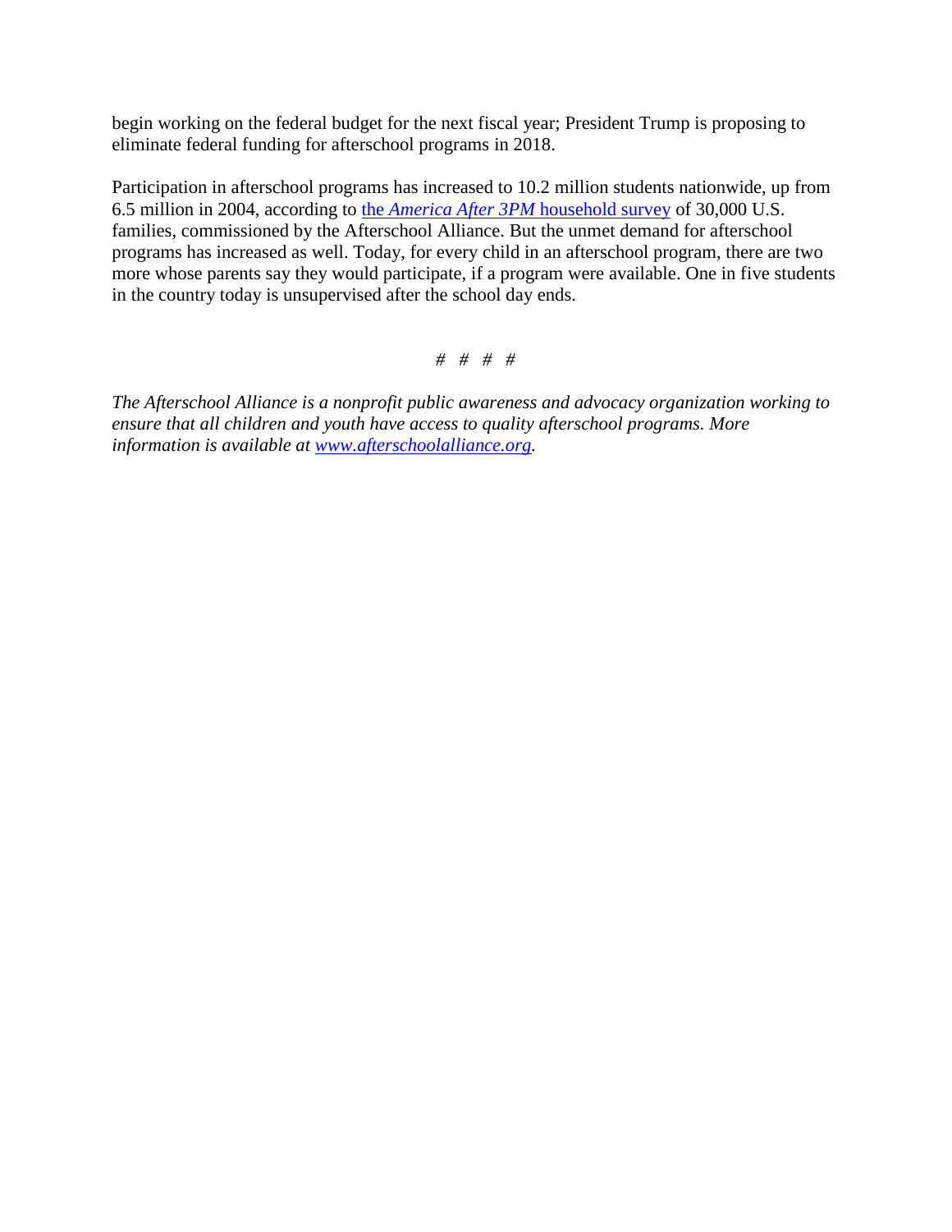begin working on the federal budget for the next fiscal year; President Trump is proposing to eliminate federal funding for afterschool programs in 2018.

Participation in afterschool programs has increased to 10.2 million students nationwide, up from 6.5 million in 2004, according to the *America After 3PM* household survey of 30,000 U.S. families, commissioned by the Afterschool Alliance. But the unmet demand for afterschool programs has increased as well. Today, for every child in an afterschool program, there are two more whose parents say they would participate, if a program were available. One in five students in the country today is unsupervised after the school day ends.

# # # #

*The Afterschool Alliance is a nonprofit public awareness and advocacy organization working to ensure that all children and youth have access to quality afterschool programs. More information is available at www.afterschoolalliance.org.*